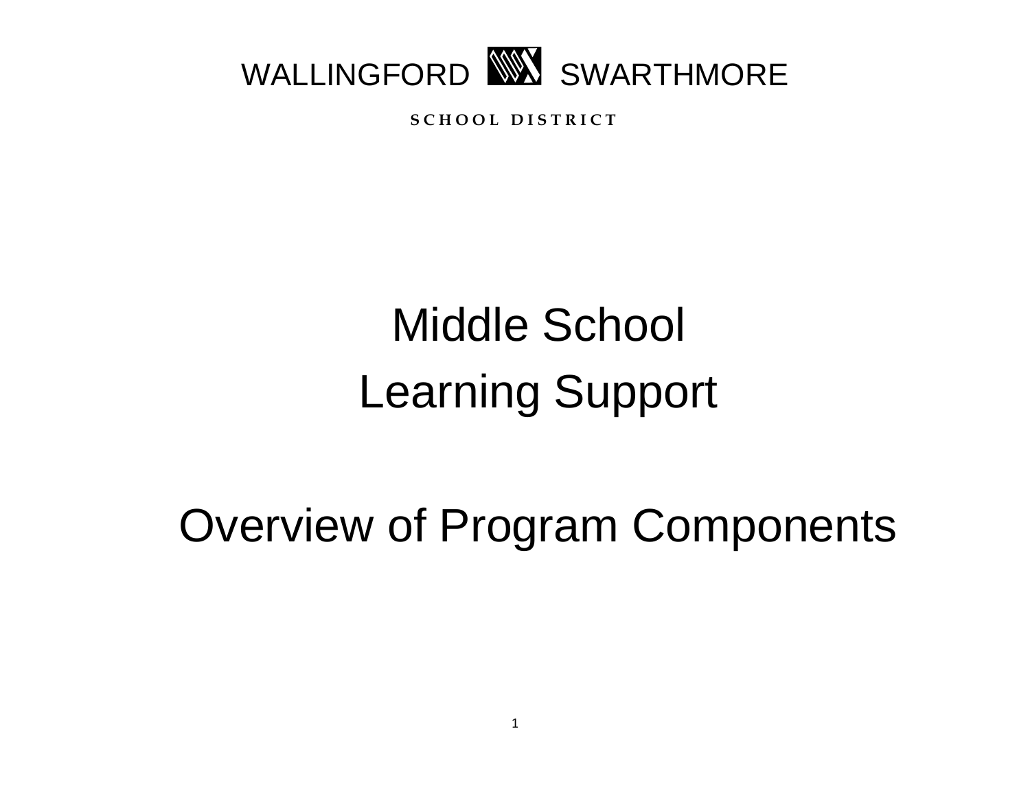WALLINGFORD SWARTHMORE

SCHOOL DISTRICT

# Middle School
# Learning Support

# Overview of Program Components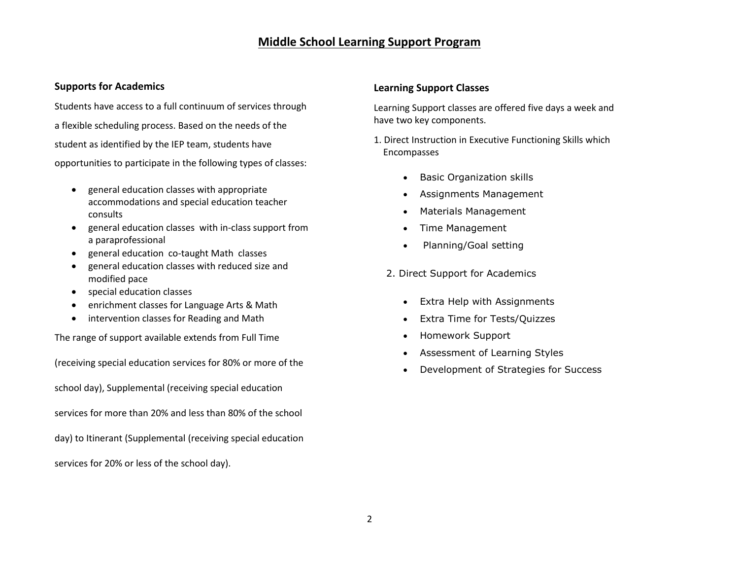# Middle School Learning Support Program

## Supports for Academics

Students have access to a full continuum of services through a flexible scheduling process. Based on the needs of the student as identified by the IEP team, students have opportunities to participate in the following types of classes:

- general education classes with appropriate accommodations and special education teacher consults
- general education classes with in-class support from a paraprofessional
- general education co-taught Math classes
- general education classes with reduced size and modified pace
- special education classes
- enrichment classes for Language Arts & Math
- intervention classes for Reading and Math

The range of support available extends from Full Time (receiving special education services for 80% or more of the school day), Supplemental (receiving special education services for more than 20% and less than 80% of the school day) to Itinerant (Supplemental (receiving special education services for 20% or less of the school day).

## Learning Support Classes

Learning Support classes are offered five days a week and have two key components.

1. Direct Instruction in Executive Functioning Skills which Encompasses
   - Basic Organization skills
   - Assignments Management
   - Materials Management
   - Time Management
   - Planning/Goal setting
2. Direct Support for Academics
   - Extra Help with Assignments
   - Extra Time for Tests/Quizzes
   - Homework Support
   - Assessment of Learning Styles
   - Development of Strategies for Success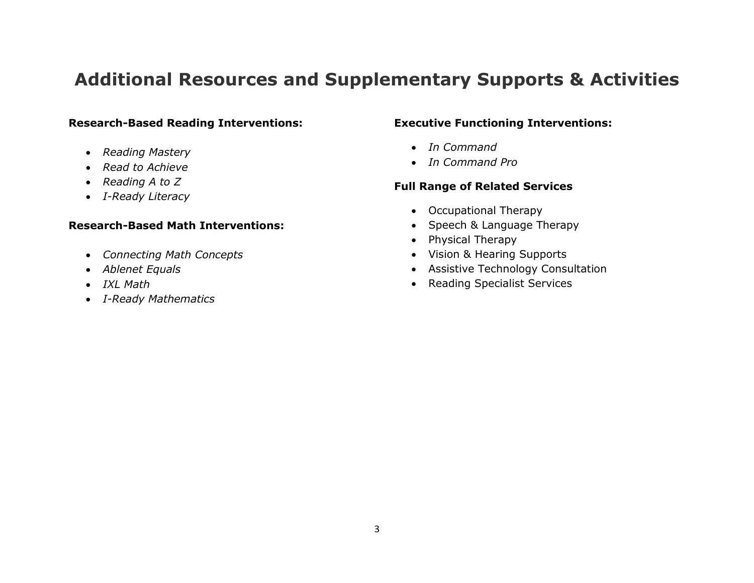# Additional Resources and Supplementary Supports & Activities

**Research-Based Reading Interventions:**

- *Reading Mastery*
- *Read to Achieve*
- *Reading A to Z*
- *I-Ready Literacy*

**Research-Based Math Interventions:**

- *Connecting Math Concepts*
- *Ablenet Equals*
- *IXL Math*
- *I-Ready Mathematics*

**Executive Functioning Interventions:**

- *In Command*
- *In Command Pro*

**Full Range of Related Services**

- Occupational Therapy
- Speech & Language Therapy
- Physical Therapy
- Vision & Hearing Supports
- Assistive Technology Consultation
- Reading Specialist Services